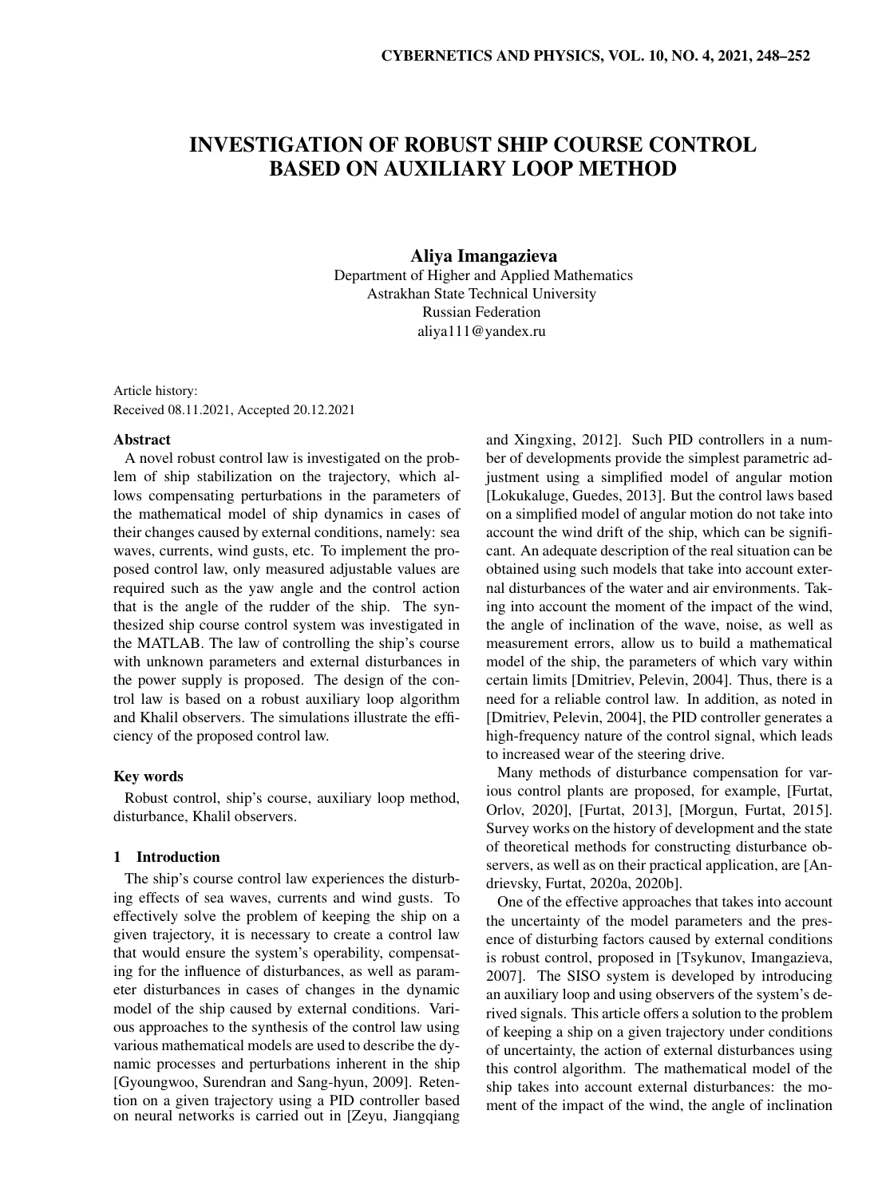# INVESTIGATION OF ROBUST SHIP COURSE CONTROL BASED ON AUXILIARY LOOP METHOD

**Aliya Imangazieva**
Department of Higher and Applied Mathematics
Astrakhan State Technical University
Russian Federation
aliya111@yandex.ru

Article history:
Received 08.11.2021, Accepted 20.12.2021

### Abstract

A novel robust control law is investigated on the problem of ship stabilization on the trajectory, which allows compensating perturbations in the parameters of the mathematical model of ship dynamics in cases of their changes caused by external conditions, namely: sea waves, currents, wind gusts, etc. To implement the proposed control law, only measured adjustable values are required such as the yaw angle and the control action that is the angle of the rudder of the ship. The synthesized ship course control system was investigated in the MATLAB. The law of controlling the ship's course with unknown parameters and external disturbances in the power supply is proposed. The design of the control law is based on a robust auxiliary loop algorithm and Khalil observers. The simulations illustrate the efficiency of the proposed control law.

### Key words

Robust control, ship's course, auxiliary loop method, disturbance, Khalil observers.

## 1 Introduction

The ship's course control law experiences the disturbing effects of sea waves, currents and wind gusts. To effectively solve the problem of keeping the ship on a given trajectory, it is necessary to create a control law that would ensure the system's operability, compensating for the influence of disturbances, as well as parameter disturbances in cases of changes in the dynamic model of the ship caused by external conditions. Various approaches to the synthesis of the control law using various mathematical models are used to describe the dynamic processes and perturbations inherent in the ship [Gyoungwoo, Surendran and Sang-hyun, 2009]. Retention on a given trajectory using a PID controller based on neural networks is carried out in [Zeyu, Jiangqiang and Xingxing, 2012]. Such PID controllers in a number of developments provide the simplest parametric adjustment using a simplified model of angular motion [Lokukaluge, Guedes, 2013]. But the control laws based on a simplified model of angular motion do not take into account the wind drift of the ship, which can be significant. An adequate description of the real situation can be obtained using such models that take into account external disturbances of the water and air environments. Taking into account the moment of the impact of the wind, the angle of inclination of the wave, noise, as well as measurement errors, allow us to build a mathematical model of the ship, the parameters of which vary within certain limits [Dmitriev, Pelevin, 2004]. Thus, there is a need for a reliable control law. In addition, as noted in [Dmitriev, Pelevin, 2004], the PID controller generates a high-frequency nature of the control signal, which leads to increased wear of the steering drive.

Many methods of disturbance compensation for various control plants are proposed, for example, [Furtat, Orlov, 2020], [Furtat, 2013], [Morgun, Furtat, 2015]. Survey works on the history of development and the state of theoretical methods for constructing disturbance observers, as well as on their practical application, are [Andrievsky, Furtat, 2020a, 2020b].

One of the effective approaches that takes into account the uncertainty of the model parameters and the presence of disturbing factors caused by external conditions is robust control, proposed in [Tsykunov, Imangazieva, 2007]. The SISO system is developed by introducing an auxiliary loop and using observers of the system's derived signals. This article offers a solution to the problem of keeping a ship on a given trajectory under conditions of uncertainty, the action of external disturbances using this control algorithm. The mathematical model of the ship takes into account external disturbances: the moment of the impact of the wind, the angle of inclination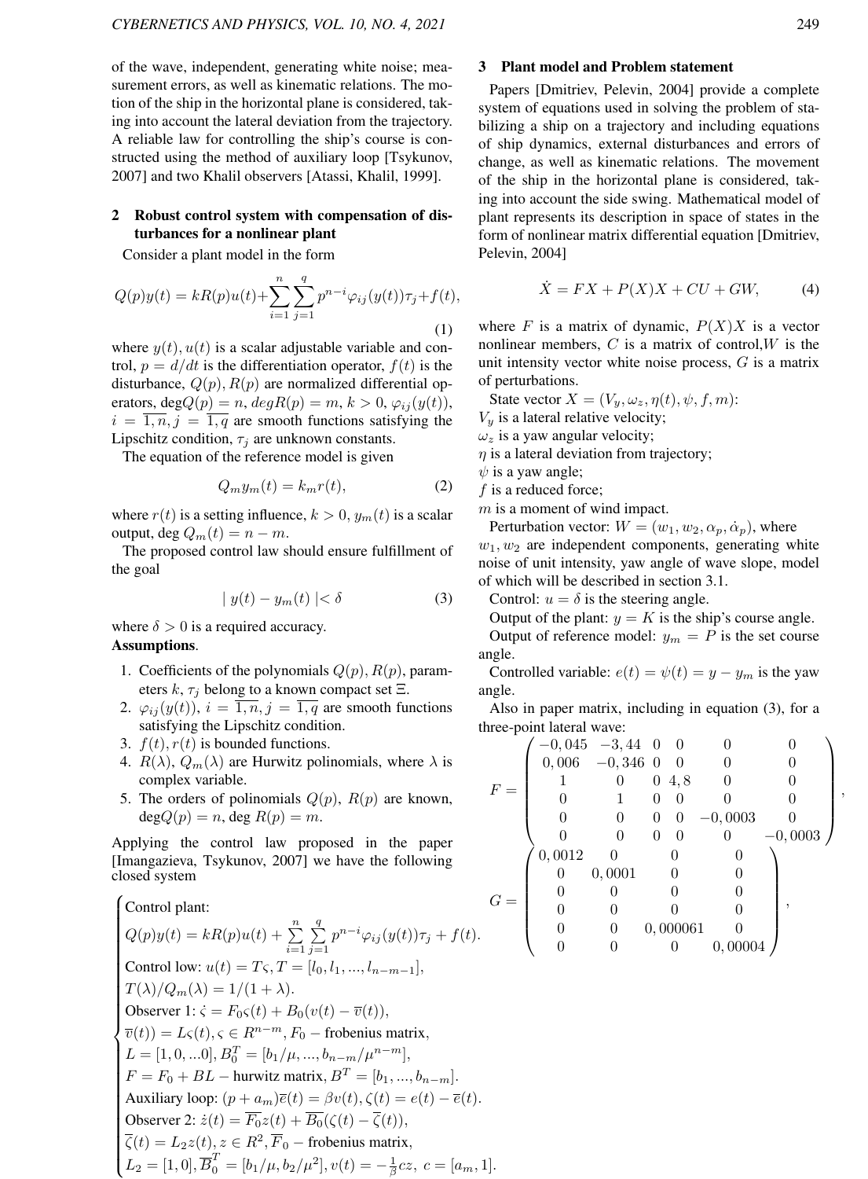of the wave, independent, generating white noise; measurement errors, as well as kinematic relations. The motion of the ship in the horizontal plane is considered, taking into account the lateral deviation from the trajectory. A reliable law for controlling the ship's course is constructed using the method of auxiliary loop [Tsykunov, 2007] and two Khalil observers [Atassi, Khalil, 1999].

## 2 Robust control system with compensation of disturbances for a nonlinear plant

Consider a plant model in the form

$$Q(p)y(t) = kR(p)u(t) + \sum_{i=1}^{n}\sum_{j=1}^{q} p^{n-i}\varphi_{ij}(y(t))\tau_j + f(t), \tag{1}$$

where $y(t), u(t)$ is a scalar adjustable variable and control, $p = d/dt$ is the differentiation operator, $f(t)$ is the disturbance, $Q(p), R(p)$ are normalized differential operators, $\deg Q(p) = n$, $\deg R(p) = m$, $k > 0$, $\varphi_{ij}(y(t))$, $i = \overline{1,n}, j = \overline{1,q}$ are smooth functions satisfying the Lipschitz condition, $\tau_j$ are unknown constants.

The equation of the reference model is given

$$Q_m y_m(t) = k_m r(t), \tag{2}$$

where $r(t)$ is a setting influence, $k > 0$, $y_m(t)$ is a scalar output, $\deg Q_m(t) = n - m$.

The proposed control law should ensure fulfillment of the goal

$$\mid y(t) - y_m(t) \mid < \delta \tag{3}$$

where $\delta > 0$ is a required accuracy.

**Assumptions**.

1. Coefficients of the polynomials $Q(p), R(p)$, parameters $k, \tau_j$ belong to a known compact set $\Xi$.
2. $\varphi_{ij}(y(t))$, $i = \overline{1,n}, j = \overline{1,q}$ are smooth functions satisfying the Lipschitz condition.
3. $f(t), r(t)$ is bounded functions.
4. $R(\lambda)$, $Q_m(\lambda)$ are Hurwitz polinomials, where $\lambda$ is complex variable.
5. The orders of polinomials $Q(p)$, $R(p)$ are known, $\deg Q(p) = n$, $\deg R(p) = m$.

Applying the control law proposed in the paper [Imangazieva, Tsykunov, 2007] we have the following closed system

$$\begin{cases}
\text{Control plant:} \\
Q(p)y(t) = kR(p)u(t) + \sum\limits_{i=1}^{n}\sum\limits_{j=1}^{q} p^{n-i}\varphi_{ij}(y(t))\tau_j + f(t). \\
\text{Control low: } u(t) = T\varsigma, T = [l_0, l_1, ..., l_{n-m-1}], \\
T(\lambda)/Q_m(\lambda) = 1/(1+\lambda). \\
\text{Observer 1: } \dot{\varsigma} = F_0\varsigma(t) + B_0(v(t) - \overline{v}(t)), \\
\overline{v}(t)) = L\varsigma(t), \varsigma \in R^{n-m}, F_0 - \text{frobenius matrix}, \\
L = [1, 0, ...0], B_0^T = [b_1/\mu, ..., b_{n-m}/\mu^{n-m}], \\
F = F_0 + BL - \text{hurwitz matrix}, B^T = [b_1, ..., b_{n-m}]. \\
\text{Auxiliary loop: } (p + a_m)\overline{e}(t) = \beta v(t), \zeta(t) = e(t) - \overline{e}(t). \\
\text{Observer 2: } \dot{z}(t) = \overline{F_0}z(t) + \overline{B_0}(\zeta(t) - \overline{\zeta}(t)), \\
\overline{\zeta}(t) = L_2 z(t), z \in R^2, \overline{F}_0 - \text{frobenius matrix}, \\
L_2 = [1, 0], \overline{B}_0^T = [b_1/\mu, b_2/\mu^2], v(t) = -\frac{1}{\beta}cz,\ c = [a_m, 1].
\end{cases}$$

## 3 Plant model and Problem statement

Papers [Dmitriev, Pelevin, 2004] provide a complete system of equations used in solving the problem of stabilizing a ship on a trajectory and including equations of ship dynamics, external disturbances and errors of change, as well as kinematic relations. The movement of the ship in the horizontal plane is considered, taking into account the side swing. Mathematical model of plant represents its description in space of states in the form of nonlinear matrix differential equation [Dmitriev, Pelevin, 2004]

$$\dot{X} = FX + P(X)X + CU + GW, \tag{4}$$

where $F$ is a matrix of dynamic, $P(X)X$ is a vector nonlinear members, $C$ is a matrix of control,$W$ is the unit intensity vector white noise process, $G$ is a matrix of perturbations.

State vector $X = (V_y, \omega_z, \eta(t), \psi, f, m)$:
$V_y$ is a lateral relative velocity;
$\omega_z$ is a yaw angular velocity;
$\eta$ is a lateral deviation from trajectory;
$\psi$ is a yaw angle;
$f$ is a reduced force;
$m$ is a moment of wind impact.

Perturbation vector: $W = (w_1, w_2, \alpha_p, \dot{\alpha}_p)$, where $w_1, w_2$ are independent components, generating white noise of unit intensity, yaw angle of wave slope, model of which will be described in section 3.1.

Control: $u = \delta$ is the steering angle.

Output of the plant: $y = K$ is the ship's course angle.

Output of reference model: $y_m = P$ is the set course angle.

Controlled variable: $e(t) = \psi(t) = y - y_m$ is the yaw angle.

Also in paper matrix, including in equation (3), for a three-point lateral wave:

$$F = \begin{pmatrix} -0,045 & -3,44 & 0 & 0 & 0 & 0 \\ 0,006 & -0,346 & 0 & 0 & 0 & 0 \\ 1 & 0 & 0 & 4,8 & 0 & 0 \\ 0 & 1 & 0 & 0 & 0 & 0 \\ 0 & 0 & 0 & 0 & -0,0003 & 0 \\ 0 & 0 & 0 & 0 & 0 & -0,0003 \end{pmatrix},$$

$$G = \begin{pmatrix} 0,0012 & 0 & 0 & 0 \\ 0 & 0,0001 & 0 & 0 \\ 0 & 0 & 0 & 0 \\ 0 & 0 & 0 & 0 \\ 0 & 0 & 0,000061 & 0 \\ 0 & 0 & 0 & 0,00004 \end{pmatrix},$$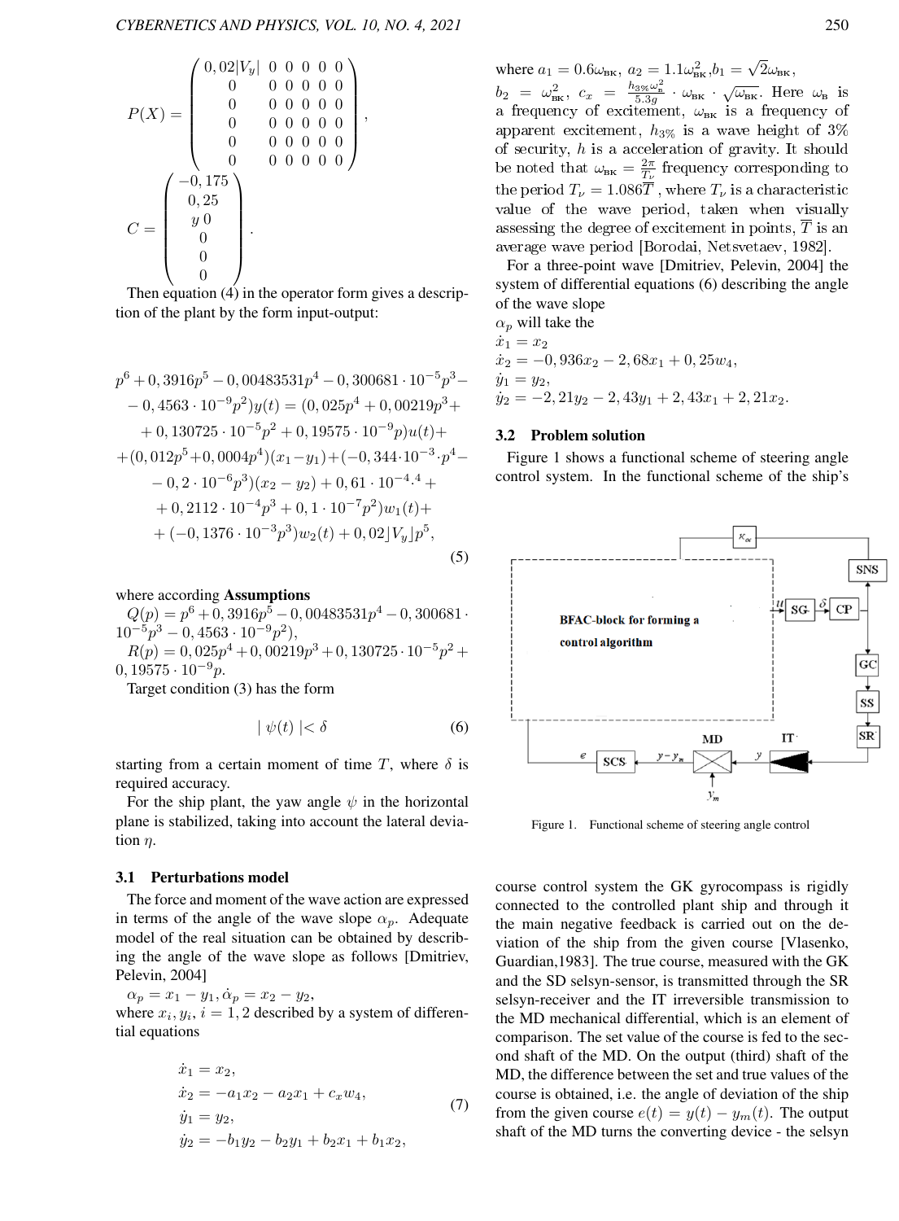$$P(X) = \begin{pmatrix} 0,02|V_y| & 0 & 0 & 0 & 0 & 0 \\ 0 & 0 & 0 & 0 & 0 & 0 \\ 0 & 0 & 0 & 0 & 0 & 0 \\ 0 & 0 & 0 & 0 & 0 & 0 \\ 0 & 0 & 0 & 0 & 0 & 0 \\ 0 & 0 & 0 & 0 & 0 & 0 \end{pmatrix},$$

$$C = \begin{pmatrix} -0,175 \\ 0,25 \\ y\,0 \\ 0 \\ 0 \\ 0 \end{pmatrix}.$$

Then equation (4) in the operator form gives a description of the plant by the form input-output:

$$\begin{aligned} &p^6 + 0,3916p^5 - 0,00483531p^4 - 0,300681 \cdot 10^{-5}p^3 - \\ &- 0,4563 \cdot 10^{-9}p^2)y(t) = (0,025p^4 + 0,00219p^3 + \\ &+ 0,130725 \cdot 10^{-5}p^2 + 0,19575 \cdot 10^{-9}p)u(t) + \\ &+ (0,012p^5 + 0,0004p^4)(x_1 - y_1) + (-0,344 \cdot 10^{-3} \cdot p^4 - \\ &- 0,2 \cdot 10^{-6}p^3)(x_2 - y_2) + 0,61 \cdot 10^{-4}{}^{.4} + \\ &+ 0,2112 \cdot 10^{-4}p^3 + 0,1 \cdot 10^{-7}p^2)w_1(t) + \\ &+ (-0,1376 \cdot 10^{-3}p^3)w_2(t) + 0,02\lfloor V_y \rfloor p^5, \end{aligned} \tag{5}$$

where according **Assumptions**

$Q(p) = p^6 + 0,3916p^5 - 0,00483531p^4 - 0,300681 \cdot 10^{-5}p^3 - 0,4563 \cdot 10^{-9}p^2),$

$R(p) = 0,025p^4 + 0,00219p^3 + 0,130725 \cdot 10^{-5}p^2 + 0,19575 \cdot 10^{-9}p.$

Target condition (3) has the form

$$|\, \psi(t) \,| < \delta \tag{6}$$

starting from a certain moment of time $T$, where $\delta$ is required accuracy.

For the ship plant, the yaw angle $\psi$ in the horizontal plane is stabilized, taking into account the lateral deviation $\eta$.

### 3.1 Perturbations model

The force and moment of the wave action are expressed in terms of the angle of the wave slope $\alpha_p$. Adequate model of the real situation can be obtained by describing the angle of the wave slope as follows [Dmitriev, Pelevin, 2004]

$\alpha_p = x_1 - y_1, \dot{\alpha}_p = x_2 - y_2,$

where $x_i, y_i, i = 1,2$ described by a system of differential equations

$$\begin{aligned} \dot{x}_1 &= x_2, \\ \dot{x}_2 &= -a_1 x_2 - a_2 x_1 + c_x w_4, \\ \dot{y}_1 &= y_2, \\ \dot{y}_2 &= -b_1 y_2 - b_2 y_1 + b_2 x_1 + b_1 x_2, \end{aligned} \tag{7}$$

where $a_1 = 0.6\omega_{\text{вк}}$, $a_2 = 1.1\omega_{\text{вк}}^2$, $b_1 = \sqrt{2}\omega_{\text{вк}}$, $b_2 = \omega_{\text{вк}}^2$, $c_x = \frac{h_{3\%}\omega_{\text{в}}^2}{5.3g} \cdot \omega_{\text{вк}} \cdot \sqrt{\omega_{\text{вк}}}$. Here $\omega_{\text{в}}$ is a frequency of excitement, $\omega_{\text{вк}}$ is a frequency of apparent excitement, $h_{3\%}$ is a wave height of 3% of security, $h$ is a acceleration of gravity. It should be noted that $\omega_{\text{вк}} = \frac{2\pi}{T_\nu}$ frequency corresponding to the period $T_\nu = 1.086\overline{T}$, where $T_\nu$ is a characteristic value of the wave period, taken when visually assessing the degree of excitement in points, $\overline{T}$ is an average wave period [Borodai, Netsvetaev, 1982].

For a three-point wave [Dmitriev, Pelevin, 2004] the system of differential equations (6) describing the angle of the wave slope

$\alpha_p$ will take the

$$\begin{aligned} \dot{x}_1 &= x_2 \\ \dot{x}_2 &= -0,936x_2 - 2,68x_1 + 0,25w_4, \\ \dot{y}_1 &= y_2, \\ \dot{y}_2 &= -2,21y_2 - 2,43y_1 + 2,43x_1 + 2,21x_2. \end{aligned}$$

### 3.2 Problem solution

Figure 1 shows a functional scheme of steering angle control system. In the functional scheme of the ship's course control system the GK gyrocompass is rigidly connected to the controlled plant ship and through it the main negative feedback is carried out on the deviation of the ship from the given course [Vlasenko, Guardian,1983]. The true course, measured with the GK and the SD selsyn-sensor, is transmitted through the SR selsyn-receiver and the IT irreversible transmission to the MD mechanical differential, which is an element of comparison. The set value of the course is fed to the second shaft of the MD. On the output (third) shaft of the MD, the difference between the set and true values of the course is obtained, i.e. the angle of deviation of the ship from the given course $e(t) = y(t) - y_m(t)$. The output shaft of the MD turns the converting device - the selsyn

Figure 1. Functional scheme of steering angle control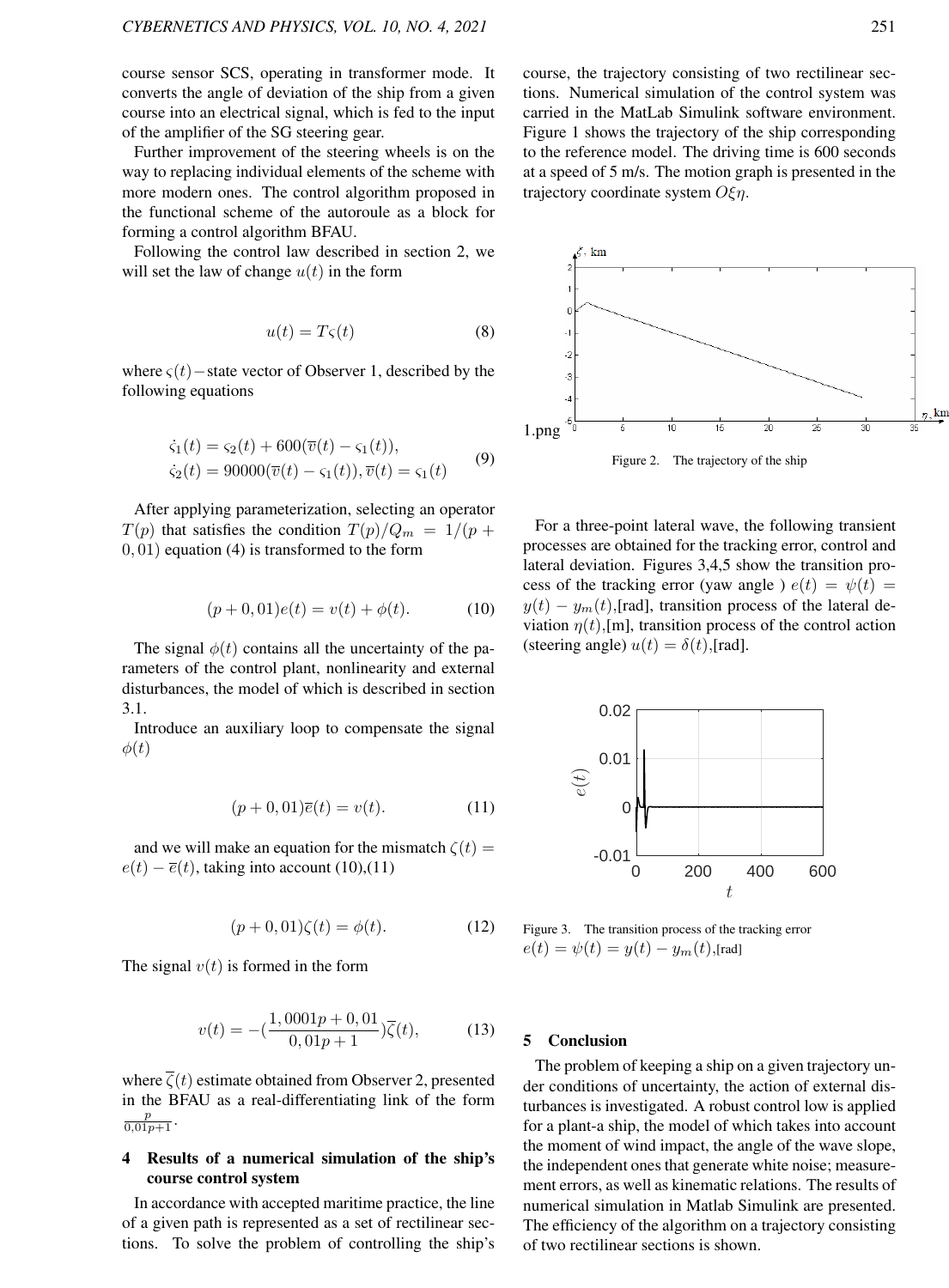course sensor SCS, operating in transformer mode. It converts the angle of deviation of the ship from a given course into an electrical signal, which is fed to the input of the amplifier of the SG steering gear.

Further improvement of the steering wheels is on the way to replacing individual elements of the scheme with more modern ones. The control algorithm proposed in the functional scheme of the autoroule as a block for forming a control algorithm BFAU.

Following the control law described in section 2, we will set the law of change $u(t)$ in the form

$$u(t) = T\varsigma(t) \tag{8}$$

where $\varsigma(t)$ − state vector of Observer 1, described by the following equations

$$\begin{aligned}
\dot{\varsigma}_1(t) &= \varsigma_2(t) + 600(\overline{v}(t) - \varsigma_1(t)), \\
\dot{\varsigma}_2(t) &= 90000(\overline{v}(t) - \varsigma_1(t)), \overline{v}(t) = \varsigma_1(t)
\end{aligned} \tag{9}$$

After applying parameterization, selecting an operator $T(p)$ that satisfies the condition $T(p)/Q_m = 1/(p + 0,01)$ equation (4) is transformed to the form

$$(p + 0,01)e(t) = v(t) + \phi(t). \tag{10}$$

The signal $\phi(t)$ contains all the uncertainty of the parameters of the control plant, nonlinearity and external disturbances, the model of which is described in section 3.1.

Introduce an auxiliary loop to compensate the signal $\phi(t)$

$$(p + 0,01)\overline{e}(t) = v(t). \tag{11}$$

and we will make an equation for the mismatch $\zeta(t) = e(t) - \overline{e}(t)$, taking into account (10),(11)

$$(p + 0,01)\zeta(t) = \phi(t). \tag{12}$$

The signal $v(t)$ is formed in the form

$$v(t) = -(\frac{1,0001p + 0,01}{0,01p + 1})\overline{\zeta}(t), \tag{13}$$

where $\overline{\zeta}(t)$ estimate obtained from Observer 2, presented in the BFAU as a real-differentiating link of the form $\frac{p}{0,01p+1}$.

## 4 Results of a numerical simulation of the ship's course control system

In accordance with accepted maritime practice, the line of a given path is represented as a set of rectilinear sections. To solve the problem of controlling the ship's course, the trajectory consisting of two rectilinear sections. Numerical simulation of the control system was carried in the MatLab Simulink software environment. Figure 1 shows the trajectory of the ship corresponding to the reference model. The driving time is 600 seconds at a speed of 5 m/s. The motion graph is presented in the trajectory coordinate system $O\xi\eta$.

1.png

Figure 2. The trajectory of the ship

For a three-point lateral wave, the following transient processes are obtained for the tracking error, control and lateral deviation. Figures 3,4,5 show the transition process of the tracking error (yaw angle ) $e(t) = \psi(t) = y(t) - y_m(t)$,[rad], transition process of the lateral deviation $\eta(t)$,[m], transition process of the control action (steering angle) $u(t) = \delta(t)$,[rad].

Figure 3. The transition process of the tracking error $e(t) = \psi(t) = y(t) - y_m(t)$,[rad]

## 5 Conclusion

The problem of keeping a ship on a given trajectory under conditions of uncertainty, the action of external disturbances is investigated. A robust control low is applied for a plant-a ship, the model of which takes into account the moment of wind impact, the angle of the wave slope, the independent ones that generate white noise; measurement errors, as well as kinematic relations. The results of numerical simulation in Matlab Simulink are presented. The efficiency of the algorithm on a trajectory consisting of two rectilinear sections is shown.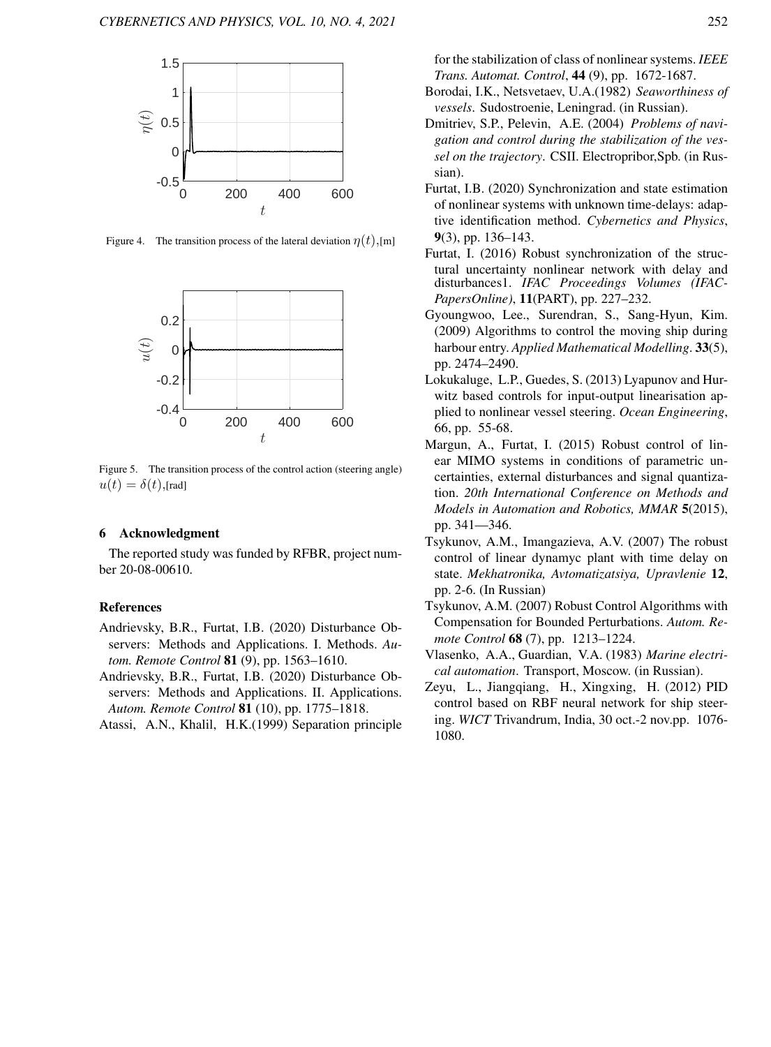1.5
1
0.5
0
-0.5
0 200 400 600
$\eta(t)$
$t$

Figure 4. The transition process of the lateral deviation $\eta(t)$,[m]

0.2
0
-0.2
-0.4
0 200 400 600
$u(t)$
$t$

Figure 5. The transition process of the control action (steering angle) $u(t) = \delta(t)$,[rad]

## 6 Acknowledgment

The reported study was funded by RFBR, project number 20-08-00610.

## References

Andrievsky, B.R., Furtat, I.B. (2020) Disturbance Observers: Methods and Applications. I. Methods. *Autom. Remote Control* **81** (9), pp. 1563–1610.

Andrievsky, B.R., Furtat, I.B. (2020) Disturbance Observers: Methods and Applications. II. Applications. *Autom. Remote Control* **81** (10), pp. 1775–1818.

Atassi, A.N., Khalil, H.K.(1999) Separation principle for the stabilization of class of nonlinear systems. *IEEE Trans. Automat. Control*, **44** (9), pp. 1672-1687.

Borodai, I.K., Netsvetaev, U.A.(1982) *Seaworthiness of vessels*. Sudostroenie, Leningrad. (in Russian).

Dmitriev, S.P., Pelevin, A.E. (2004) *Problems of navigation and control during the stabilization of the vessel on the trajectory*. CSII. Electropribor,Spb. (in Russian).

Furtat, I.B. (2020) Synchronization and state estimation of nonlinear systems with unknown time-delays: adaptive identification method. *Cybernetics and Physics*, **9**(3), pp. 136–143.

Furtat, I. (2016) Robust synchronization of the structural uncertainty nonlinear network with delay and disturbances1. *IFAC Proceedings Volumes (IFAC-PapersOnline)*, **11**(PART), pp. 227–232.

Gyoungwoo, Lee., Surendran, S., Sang-Hyun, Kim. (2009) Algorithms to control the moving ship during harbour entry. *Applied Mathematical Modelling*. **33**(5), pp. 2474–2490.

Lokukaluge, L.P., Guedes, S. (2013) Lyapunov and Hurwitz based controls for input-output linearisation applied to nonlinear vessel steering. *Ocean Engineering*, 66, pp. 55-68.

Margun, A., Furtat, I. (2015) Robust control of linear MIMO systems in conditions of parametric uncertainties, external disturbances and signal quantization. *20th International Conference on Methods and Models in Automation and Robotics, MMAR* **5**(2015), pp. 341—346.

Tsykunov, A.M., Imangazieva, A.V. (2007) The robust control of linear dynamyc plant with time delay on state. *Mekhatronika, Avtomatizatsiya, Upravlenie* **12**, pp. 2-6. (In Russian)

Tsykunov, A.M. (2007) Robust Control Algorithms with Compensation for Bounded Perturbations. *Autom. Remote Control* **68** (7), pp. 1213–1224.

Vlasenko, A.A., Guardian, V.A. (1983) *Marine electrical automation*. Transport, Moscow. (in Russian).

Zeyu, L., Jiangqiang, H., Xingxing, H. (2012) PID control based on RBF neural network for ship steering. *WICT* Trivandrum, India, 30 oct.-2 nov.pp. 1076-1080.